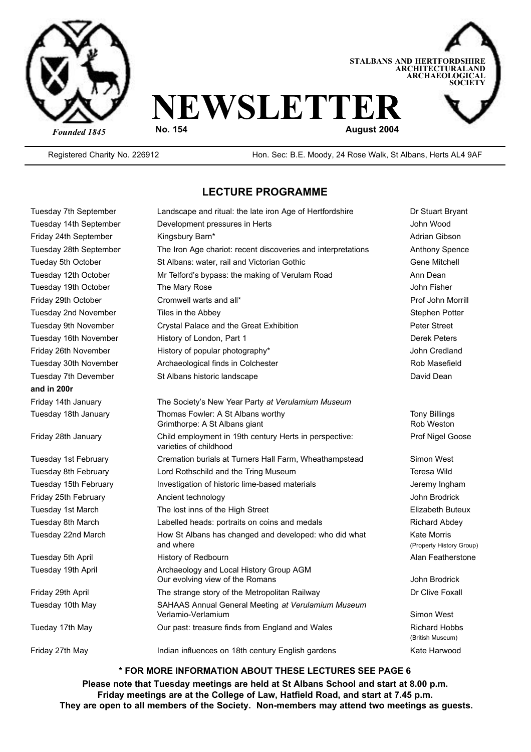*Founded 1845*

STALBANS AND HERTFORDSHIRE ARCHITECTURALAND ARCHAEOLOGICAL SOCIETY

# NEWSLETTER

**No. 154** **August 2004**

Registered Charity No. 226912 Hon. Sec: B.E. Moody, 24 Rose Walk, St Albans, Herts AL4 9AF

## LECTURE PROGRAMME

| | | |
|---|---|---|
| Tuesday 7th September | Landscape and ritual: the late iron Age of Hertfordshire | Dr Stuart Bryant |
| Tuesday 14th September | Development pressures in Herts | John Wood |
| Friday 24th September | Kingsbury Barn* | Adrian Gibson |
| Tuesday 28th September | The Iron Age chariot: recent discoveries and interpretations | Anthony Spence |
| Tueday 5th October | St Albans: water, rail and Victorian Gothic | Gene Mitchell |
| Tuesday 12th October | Mr Telford's bypass: the making of Verulam Road | Ann Dean |
| Tuesday 19th October | The Mary Rose | John Fisher |
| Friday 29th October | Cromwell warts and all* | Prof John Morrill |
| Tuesday 2nd November | Tiles in the Abbey | Stephen Potter |
| Tuesday 9th November | Crystal Palace and the Great Exhibition | Peter Street |
| Tuesday 16th November | History of London, Part 1 | Derek Peters |
| Friday 26th November | History of popular photography* | John Credland |
| Tuesday 30th November | Archaeological finds in Colchester | Rob Masefield |
| Tuesday 7th Devember | St Albans historic landscape | David Dean |
| **and in 200r** | | |
| Friday 14th January | The Society's New Year Party *at Verulamium Museum* | |
| Tuesday 18th January | Thomas Fowler: A St Albans worthy<br>Grimthorpe: A St Albans giant | Tony Billings<br>Rob Weston |
| Friday 28th January | Child employment in 19th century Herts in perspective: varieties of childhood | Prof Nigel Goose |
| Tuesday 1st February | Cremation burials at Turners Hall Farm, Wheathampstead | Simon West |
| Tuesday 8th February | Lord Rothschild and the Tring Museum | Teresa Wild |
| Tuesday 15th February | Investigation of historic lime-based materials | Jeremy Ingham |
| Friday 25th February | Ancient technology | John Brodrick |
| Tuesday 1st March | The lost inns of the High Street | Elizabeth Buteux |
| Tuesday 8th March | Labelled heads: portraits on coins and medals | Richard Abdey |
| Tuesday 22nd March | How St Albans has changed and developed: who did what and where | Kate Morris (Property History Group) |
| Tuesday 5th April | History of Redbourn | Alan Featherstone |
| Tuesday 19th April | Archaeology and Local History Group AGM<br>Our evolving view of the Romans | <br>John Brodrick |
| Friday 29th April | The strange story of the Metropolitan Railway | Dr Clive Foxall |
| Tuesday 10th May | SAHAAS Annual General Meeting *at Verulamium Museum*<br>Verlamio-Verlamium | <br>Simon West |
| Tueday 17th May | Our past: treasure finds from England and Wales | Richard Hobbs (British Museum) |
| Friday 27th May | Indian influences on 18th century English gardens | Kate Harwood |

**\* FOR MORE INFORMATION ABOUT THESE LECTURES SEE PAGE 6**

**Please note that Tuesday meetings are held at St Albans School and start at 8.00 p.m. Friday meetings are at the College of Law, Hatfield Road, and start at 7.45 p.m. They are open to all members of the Society. Non-members may attend two meetings as guests.**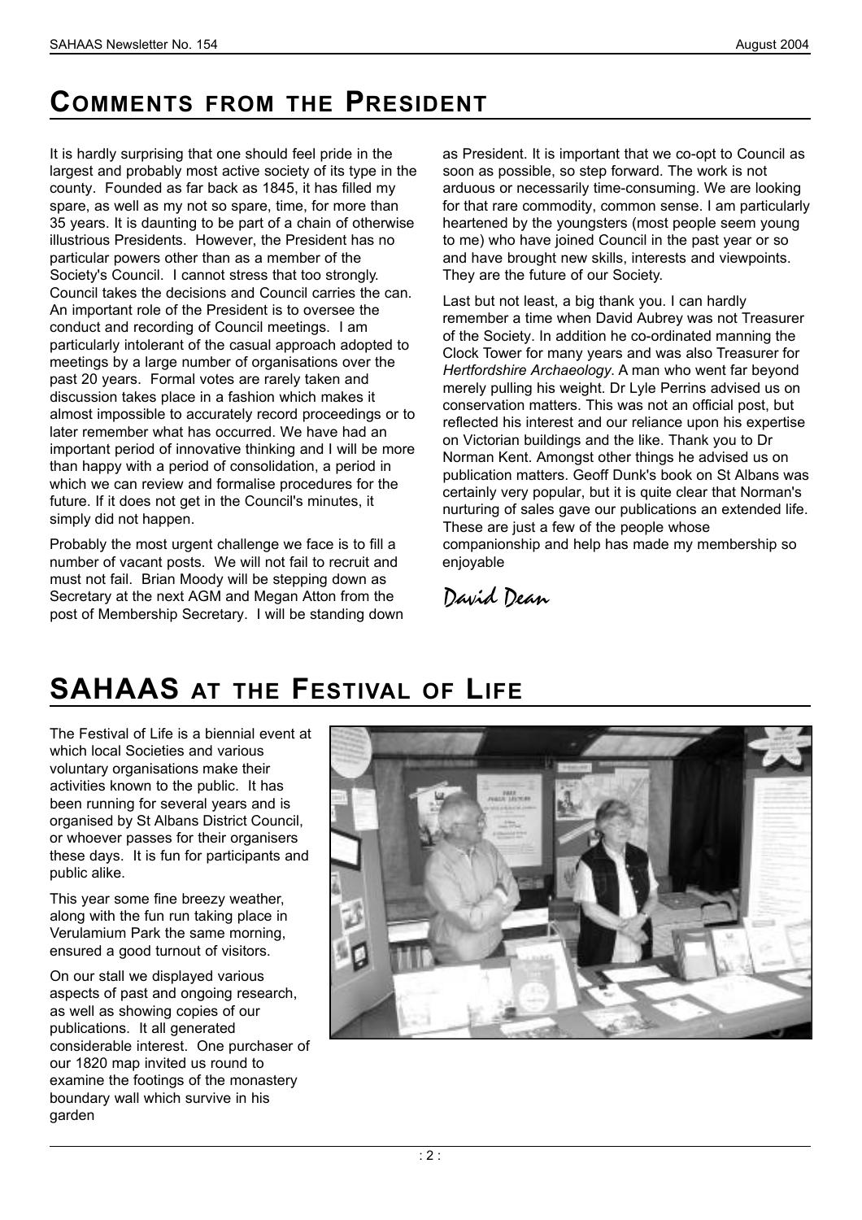# COMMENTS FROM THE PRESIDENT

It is hardly surprising that one should feel pride in the largest and probably most active society of its type in the county. Founded as far back as 1845, it has filled my spare, as well as my not so spare, time, for more than 35 years. It is daunting to be part of a chain of otherwise illustrious Presidents. However, the President has no particular powers other than as a member of the Society's Council. I cannot stress that too strongly. Council takes the decisions and Council carries the can. An important role of the President is to oversee the conduct and recording of Council meetings. I am particularly intolerant of the casual approach adopted to meetings by a large number of organisations over the past 20 years. Formal votes are rarely taken and discussion takes place in a fashion which makes it almost impossible to accurately record proceedings or to later remember what has occurred. We have had an important period of innovative thinking and I will be more than happy with a period of consolidation, a period in which we can review and formalise procedures for the future. If it does not get in the Council's minutes, it simply did not happen.

Probably the most urgent challenge we face is to fill a number of vacant posts. We will not fail to recruit and must not fail. Brian Moody will be stepping down as Secretary at the next AGM and Megan Atton from the post of Membership Secretary. I will be standing down as President. It is important that we co-opt to Council as soon as possible, so step forward. The work is not arduous or necessarily time-consuming. We are looking for that rare commodity, common sense. I am particularly heartened by the youngsters (most people seem young to me) who have joined Council in the past year or so and have brought new skills, interests and viewpoints. They are the future of our Society.

Last but not least, a big thank you. I can hardly remember a time when David Aubrey was not Treasurer of the Society. In addition he co-ordinated manning the Clock Tower for many years and was also Treasurer for *Hertfordshire Archaeology*. A man who went far beyond merely pulling his weight. Dr Lyle Perrins advised us on conservation matters. This was not an official post, but reflected his interest and our reliance upon his expertise on Victorian buildings and the like. Thank you to Dr Norman Kent. Amongst other things he advised us on publication matters. Geoff Dunk's book on St Albans was certainly very popular, but it is quite clear that Norman's nurturing of sales gave our publications an extended life. These are just a few of the people whose companionship and help has made my membership so enjoyable

*David Dean*

# SAHAAS AT THE FESTIVAL OF LIFE

The Festival of Life is a biennial event at which local Societies and various voluntary organisations make their activities known to the public. It has been running for several years and is organised by St Albans District Council, or whoever passes for their organisers these days. It is fun for participants and public alike.

This year some fine breezy weather, along with the fun run taking place in Verulamium Park the same morning, ensured a good turnout of visitors.

On our stall we displayed various aspects of past and ongoing research, as well as showing copies of our publications. It all generated considerable interest. One purchaser of our 1820 map invited us round to examine the footings of the monastery boundary wall which survive in his garden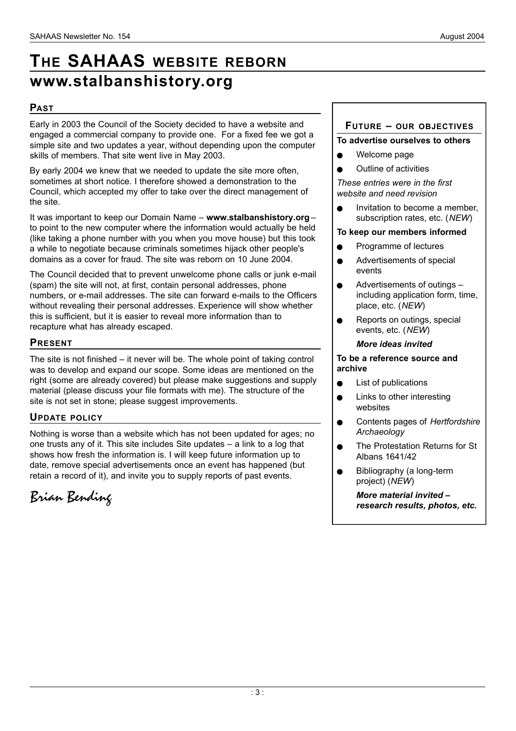# THE SAHAAS WEBSITE REBORN

# www.stalbanshistory.org

## PAST

Early in 2003 the Council of the Society decided to have a website and engaged a commercial company to provide one. For a fixed fee we got a simple site and two updates a year, without depending upon the computer skills of members. That site went live in May 2003.

By early 2004 we knew that we needed to update the site more often, sometimes at short notice. I therefore showed a demonstration to the Council, which accepted my offer to take over the direct management of the site.

It was important to keep our Domain Name – **www.stalbanshistory.org** – to point to the new computer where the information would actually be held (like taking a phone number with you when you move house) but this took a while to negotiate because criminals sometimes hijack other people's domains as a cover for fraud. The site was reborn on 10 June 2004.

The Council decided that to prevent unwelcome phone calls or junk e-mail (spam) the site will not, at first, contain personal addresses, phone numbers, or e-mail addresses. The site can forward e-mails to the Officers without revealing their personal addresses. Experience will show whether this is sufficient, but it is easier to reveal more information than to recapture what has already escaped.

## PRESENT

The site is not finished – it never will be. The whole point of taking control was to develop and expand our scope. Some ideas are mentioned on the right (some are already covered) but please make suggestions and supply material (please discuss your file formats with me). The structure of the site is not set in stone; please suggest improvements.

## UPDATE POLICY

Nothing is worse than a website which has not been updated for ages; no one trusts any of it. This site includes Site updates – a link to a log that shows how fresh the information is. I will keep future information up to date, remove special advertisements once an event has happened (but retain a record of it), and invite you to supply reports of past events.

*Brian Bending*

## FUTURE – OUR OBJECTIVES

**To advertise ourselves to others**

- Welcome page
- Outline of activities

*These entries were in the first website and need revision*

- Invitation to become a member, subscription rates, etc. (*NEW*)

**To keep our members informed**

- Programme of lectures
- Advertisements of special events
- Advertisements of outings – including application form, time, place, etc. (*NEW*)
- Reports on outings, special events, etc. (*NEW*)

***More ideas invited***

**To be a reference source and archive**

- List of publications
- Links to other interesting websites
- Contents pages of *Hertfordshire Archaeology*
- The Protestation Returns for St Albans 1641/42
- Bibliography (a long-term project) (*NEW*)

***More material invited – research results, photos, etc.***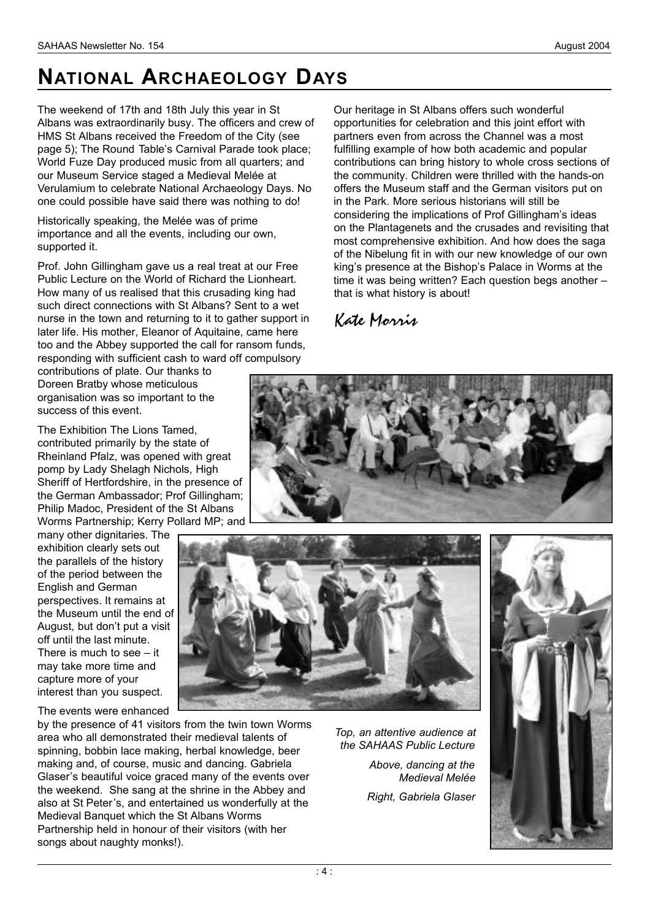# NATIONAL ARCHAEOLOGY DAYS

The weekend of 17th and 18th July this year in St Albans was extraordinarily busy. The officers and crew of HMS St Albans received the Freedom of the City (see page 5); The Round Table's Carnival Parade took place; World Fuze Day produced music from all quarters; and our Museum Service staged a Medieval Melée at Verulamium to celebrate National Archaeology Days. No one could possible have said there was nothing to do!

Historically speaking, the Melée was of prime importance and all the events, including our own, supported it.

Prof. John Gillingham gave us a real treat at our Free Public Lecture on the World of Richard the Lionheart. How many of us realised that this crusading king had such direct connections with St Albans? Sent to a wet nurse in the town and returning to it to gather support in later life. His mother, Eleanor of Aquitaine, came here too and the Abbey supported the call for ransom funds, responding with sufficient cash to ward off compulsory contributions of plate. Our thanks to Doreen Bratby whose meticulous organisation was so important to the success of this event.

The Exhibition The Lions Tamed, contributed primarily by the state of Rheinland Pfalz, was opened with great pomp by Lady Shelagh Nichols, High Sheriff of Hertfordshire, in the presence of the German Ambassador; Prof Gillingham; Philip Madoc, President of the St Albans Worms Partnership; Kerry Pollard MP; and many other dignitaries. The exhibition clearly sets out the parallels of the history of the period between the English and German perspectives. It remains at the Museum until the end of August, but don't put a visit off until the last minute. There is much to see – it may take more time and capture more of your interest than you suspect.

The events were enhanced by the presence of 41 visitors from the twin town Worms area who all demonstrated their medieval talents of spinning, bobbin lace making, herbal knowledge, beer making and, of course, music and dancing. Gabriela Glaser's beautiful voice graced many of the events over the weekend. She sang at the shrine in the Abbey and also at St Peter's, and entertained us wonderfully at the Medieval Banquet which the St Albans Worms Partnership held in honour of their visitors (with her songs about naughty monks!).

Our heritage in St Albans offers such wonderful opportunities for celebration and this joint effort with partners even from across the Channel was a most fulfilling example of how both academic and popular contributions can bring history to whole cross sections of the community. Children were thrilled with the hands-on offers the Museum staff and the German visitors put on in the Park. More serious historians will still be considering the implications of Prof Gillingham's ideas on the Plantagenets and the crusades and revisiting that most comprehensive exhibition. And how does the saga of the Nibelung fit in with our new knowledge of our own king's presence at the Bishop's Palace in Worms at the time it was being written? Each question begs another – that is what history is about!

*Kate Morris*

*Top, an attentive audience at the SAHAAS Public Lecture*

*Above, dancing at the Medieval Melée*

*Right, Gabriela Glaser*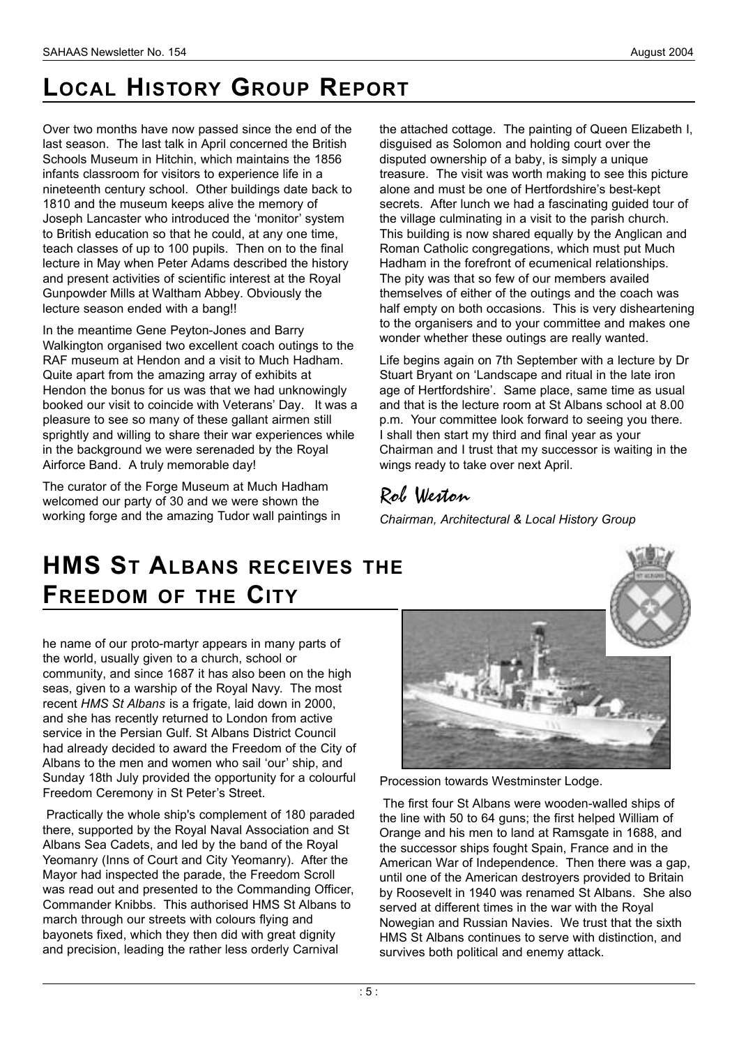# Local History Group Report

Over two months have now passed since the end of the last season. The last talk in April concerned the British Schools Museum in Hitchin, which maintains the 1856 infants classroom for visitors to experience life in a nineteenth century school. Other buildings date back to 1810 and the museum keeps alive the memory of Joseph Lancaster who introduced the 'monitor' system to British education so that he could, at any one time, teach classes of up to 100 pupils. Then on to the final lecture in May when Peter Adams described the history and present activities of scientific interest at the Royal Gunpowder Mills at Waltham Abbey. Obviously the lecture season ended with a bang!!

In the meantime Gene Peyton-Jones and Barry Walkington organised two excellent coach outings to the RAF museum at Hendon and a visit to Much Hadham. Quite apart from the amazing array of exhibits at Hendon the bonus for us was that we had unknowingly booked our visit to coincide with Veterans' Day. It was a pleasure to see so many of these gallant airmen still sprightly and willing to share their war experiences while in the background we were serenaded by the Royal Airforce Band. A truly memorable day!

The curator of the Forge Museum at Much Hadham welcomed our party of 30 and we were shown the working forge and the amazing Tudor wall paintings in the attached cottage. The painting of Queen Elizabeth I, disguised as Solomon and holding court over the disputed ownership of a baby, is simply a unique treasure. The visit was worth making to see this picture alone and must be one of Hertfordshire's best-kept secrets. After lunch we had a fascinating guided tour of the village culminating in a visit to the parish church. This building is now shared equally by the Anglican and Roman Catholic congregations, which must put Much Hadham in the forefront of ecumenical relationships. The pity was that so few of our members availed themselves of either of the outings and the coach was half empty on both occasions. This is very disheartening to the organisers and to your committee and makes one wonder whether these outings are really wanted.

Life begins again on 7th September with a lecture by Dr Stuart Bryant on 'Landscape and ritual in the late iron age of Hertfordshire'. Same place, same time as usual and that is the lecture room at St Albans school at 8.00 p.m. Your committee look forward to seeing you there. I shall then start my third and final year as your Chairman and I trust that my successor is waiting in the wings ready to take over next April.

*Rob Weston*

*Chairman, Architectural & Local History Group*

# HMS St Albans receives the Freedom of the City

he name of our proto-martyr appears in many parts of the world, usually given to a church, school or community, and since 1687 it has also been on the high seas, given to a warship of the Royal Navy. The most recent *HMS St Albans* is a frigate, laid down in 2000, and she has recently returned to London from active service in the Persian Gulf. St Albans District Council had already decided to award the Freedom of the City of Albans to the men and women who sail 'our' ship, and Sunday 18th July provided the opportunity for a colourful Freedom Ceremony in St Peter's Street.

Practically the whole ship's complement of 180 paraded there, supported by the Royal Naval Association and St Albans Sea Cadets, and led by the band of the Royal Yeomanry (Inns of Court and City Yeomanry). After the Mayor had inspected the parade, the Freedom Scroll was read out and presented to the Commanding Officer, Commander Knibbs. This authorised HMS St Albans to march through our streets with colours flying and bayonets fixed, which they then did with great dignity and precision, leading the rather less orderly Carnival Procession towards Westminster Lodge.

The first four St Albans were wooden-walled ships of the line with 50 to 64 guns; the first helped William of Orange and his men to land at Ramsgate in 1688, and the successor ships fought Spain, France and in the American War of Independence. Then there was a gap, until one of the American destroyers provided to Britain by Roosevelt in 1940 was renamed St Albans. She also served at different times in the war with the Royal Nowegian and Russian Navies. We trust that the sixth HMS St Albans continues to serve with distinction, and survives both political and enemy attack.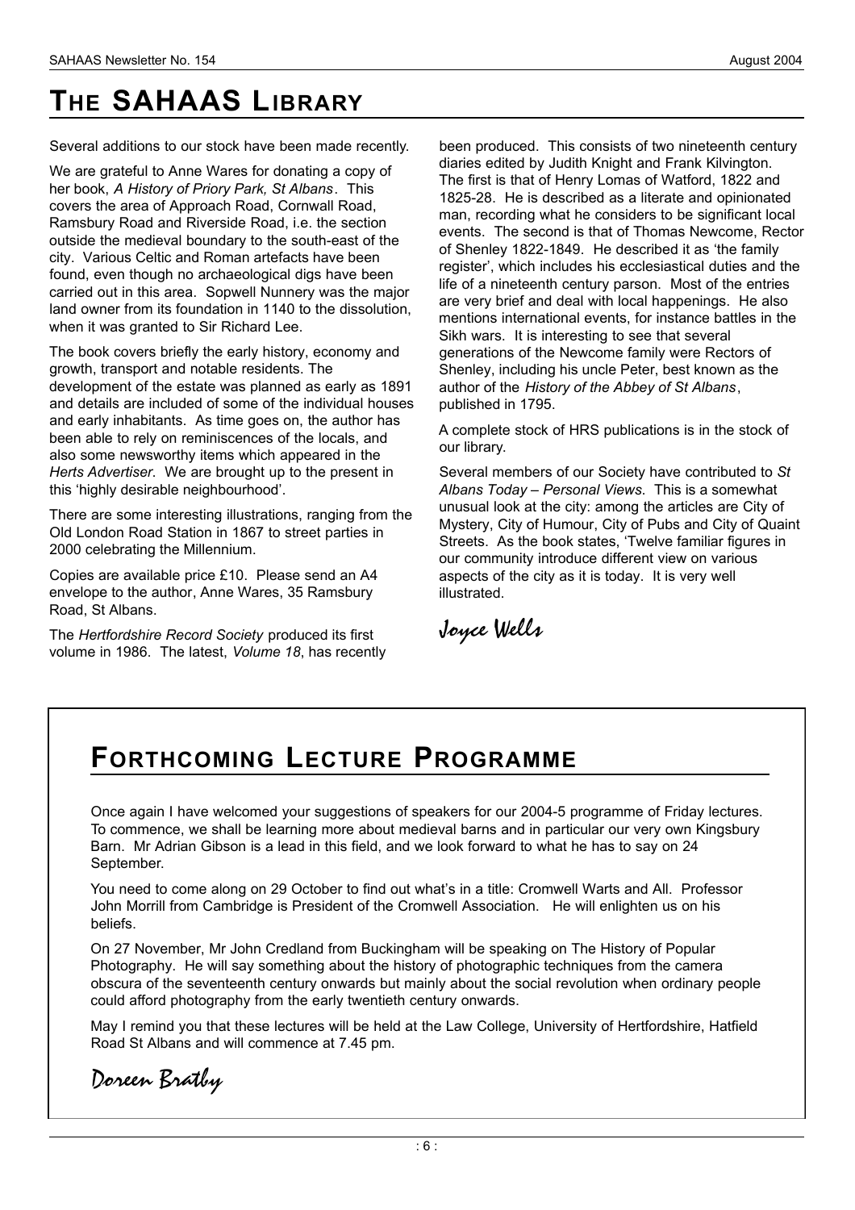# The SAHAAS Library

Several additions to our stock have been made recently.

We are grateful to Anne Wares for donating a copy of her book, *A History of Priory Park, St Albans*. This covers the area of Approach Road, Cornwall Road, Ramsbury Road and Riverside Road, i.e. the section outside the medieval boundary to the south-east of the city. Various Celtic and Roman artefacts have been found, even though no archaeological digs have been carried out in this area. Sopwell Nunnery was the major land owner from its foundation in 1140 to the dissolution, when it was granted to Sir Richard Lee.

The book covers briefly the early history, economy and growth, transport and notable residents. The development of the estate was planned as early as 1891 and details are included of some of the individual houses and early inhabitants. As time goes on, the author has been able to rely on reminiscences of the locals, and also some newsworthy items which appeared in the *Herts Advertiser*. We are brought up to the present in this 'highly desirable neighbourhood'.

There are some interesting illustrations, ranging from the Old London Road Station in 1867 to street parties in 2000 celebrating the Millennium.

Copies are available price £10. Please send an A4 envelope to the author, Anne Wares, 35 Ramsbury Road, St Albans.

The *Hertfordshire Record Society* produced its first volume in 1986. The latest, *Volume 18*, has recently been produced. This consists of two nineteenth century diaries edited by Judith Knight and Frank Kilvington. The first is that of Henry Lomas of Watford, 1822 and 1825-28. He is described as a literate and opinionated man, recording what he considers to be significant local events. The second is that of Thomas Newcome, Rector of Shenley 1822-1849. He described it as 'the family register', which includes his ecclesiastical duties and the life of a nineteenth century parson. Most of the entries are very brief and deal with local happenings. He also mentions international events, for instance battles in the Sikh wars. It is interesting to see that several generations of the Newcome family were Rectors of Shenley, including his uncle Peter, best known as the author of the *History of the Abbey of St Albans*, published in 1795.

A complete stock of HRS publications is in the stock of our library.

Several members of our Society have contributed to *St Albans Today – Personal Views*. This is a somewhat unusual look at the city: among the articles are City of Mystery, City of Humour, City of Pubs and City of Quaint Streets. As the book states, 'Twelve familiar figures in our community introduce different view on various aspects of the city as it is today. It is very well illustrated.

*Joyce Wells*

# Forthcoming Lecture Programme

Once again I have welcomed your suggestions of speakers for our 2004-5 programme of Friday lectures. To commence, we shall be learning more about medieval barns and in particular our very own Kingsbury Barn. Mr Adrian Gibson is a lead in this field, and we look forward to what he has to say on 24 September.

You need to come along on 29 October to find out what's in a title: Cromwell Warts and All. Professor John Morrill from Cambridge is President of the Cromwell Association. He will enlighten us on his beliefs.

On 27 November, Mr John Credland from Buckingham will be speaking on The History of Popular Photography. He will say something about the history of photographic techniques from the camera obscura of the seventeenth century onwards but mainly about the social revolution when ordinary people could afford photography from the early twentieth century onwards.

May I remind you that these lectures will be held at the Law College, University of Hertfordshire, Hatfield Road St Albans and will commence at 7.45 pm.

*Doreen Bratby*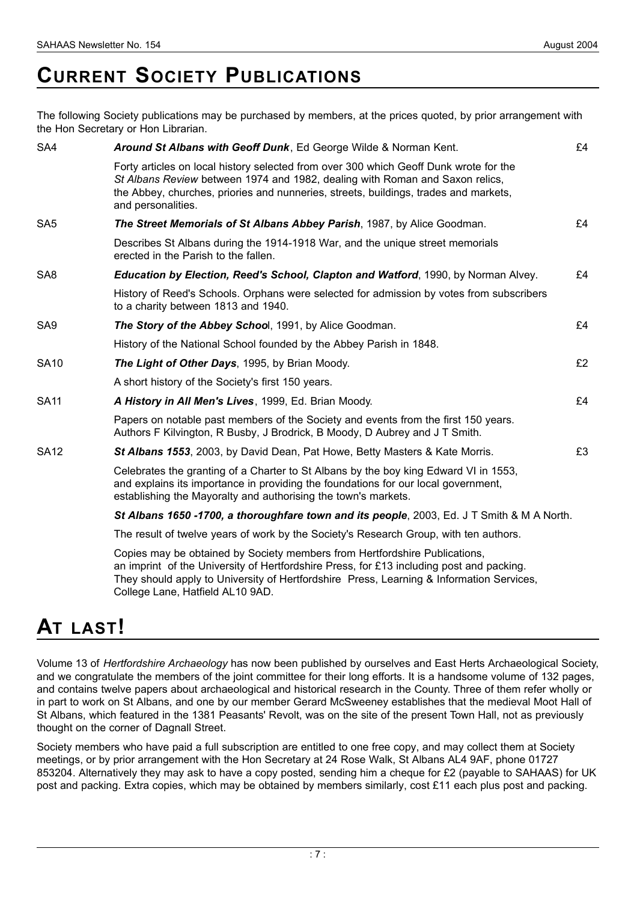# CURRENT SOCIETY PUBLICATIONS

The following Society publications may be purchased by members, at the prices quoted, by prior arrangement with the Hon Secretary or Hon Librarian.

| | | |
|---|---|---|
| SA4 | ***Around St Albans with Geoff Dunk***, Ed George Wilde & Norman Kent. | £4 |
| | Forty articles on local history selected from over 300 which Geoff Dunk wrote for the *St Albans Review* between 1974 and 1982, dealing with Roman and Saxon relics, the Abbey, churches, priories and nunneries, streets, buildings, trades and markets, and personalities. | |
| SA5 | ***The Street Memorials of St Albans Abbey Parish***, 1987, by Alice Goodman. | £4 |
| | Describes St Albans during the 1914-1918 War, and the unique street memorials erected in the Parish to the fallen. | |
| SA8 | ***Education by Election, Reed's School, Clapton and Watford***, 1990, by Norman Alvey. | £4 |
| | History of Reed's Schools. Orphans were selected for admission by votes from subscribers to a charity between 1813 and 1940. | |
| SA9 | ***The Story of the Abbey School***, 1991, by Alice Goodman. | £4 |
| | History of the National School founded by the Abbey Parish in 1848. | |
| SA10 | ***The Light of Other Days***, 1995, by Brian Moody. | £2 |
| | A short history of the Society's first 150 years. | |
| SA11 | ***A History in All Men's Lives***, 1999, Ed. Brian Moody. | £4 |
| | Papers on notable past members of the Society and events from the first 150 years. Authors F Kilvington, R Busby, J Brodrick, B Moody, D Aubrey and J T Smith. | |
| SA12 | ***St Albans 1553***, 2003, by David Dean, Pat Howe, Betty Masters & Kate Morris. | £3 |
| | Celebrates the granting of a Charter to St Albans by the boy king Edward VI in 1553, and explains its importance in providing the foundations for our local government, establishing the Mayoralty and authorising the town's markets. | |
| | ***St Albans 1650 -1700, a thoroughfare town and its people***, 2003, Ed. J T Smith & M A North. | |
| | The result of twelve years of work by the Society's Research Group, with ten authors. | |
| | Copies may be obtained by Society members from Hertfordshire Publications, an imprint of the University of Hertfordshire Press, for £13 including post and packing. They should apply to University of Hertfordshire Press, Learning & Information Services, College Lane, Hatfield AL10 9AD. | |

# AT LAST!

Volume 13 of *Hertfordshire Archaeology* has now been published by ourselves and East Herts Archaeological Society, and we congratulate the members of the joint committee for their long efforts. It is a handsome volume of 132 pages, and contains twelve papers about archaeological and historical research in the County. Three of them refer wholly or in part to work on St Albans, and one by our member Gerard McSweeney establishes that the medieval Moot Hall of St Albans, which featured in the 1381 Peasants' Revolt, was on the site of the present Town Hall, not as previously thought on the corner of Dagnall Street.

Society members who have paid a full subscription are entitled to one free copy, and may collect them at Society meetings, or by prior arrangement with the Hon Secretary at 24 Rose Walk, St Albans AL4 9AF, phone 01727 853204. Alternatively they may ask to have a copy posted, sending him a cheque for £2 (payable to SAHAAS) for UK post and packing. Extra copies, which may be obtained by members similarly, cost £11 each plus post and packing.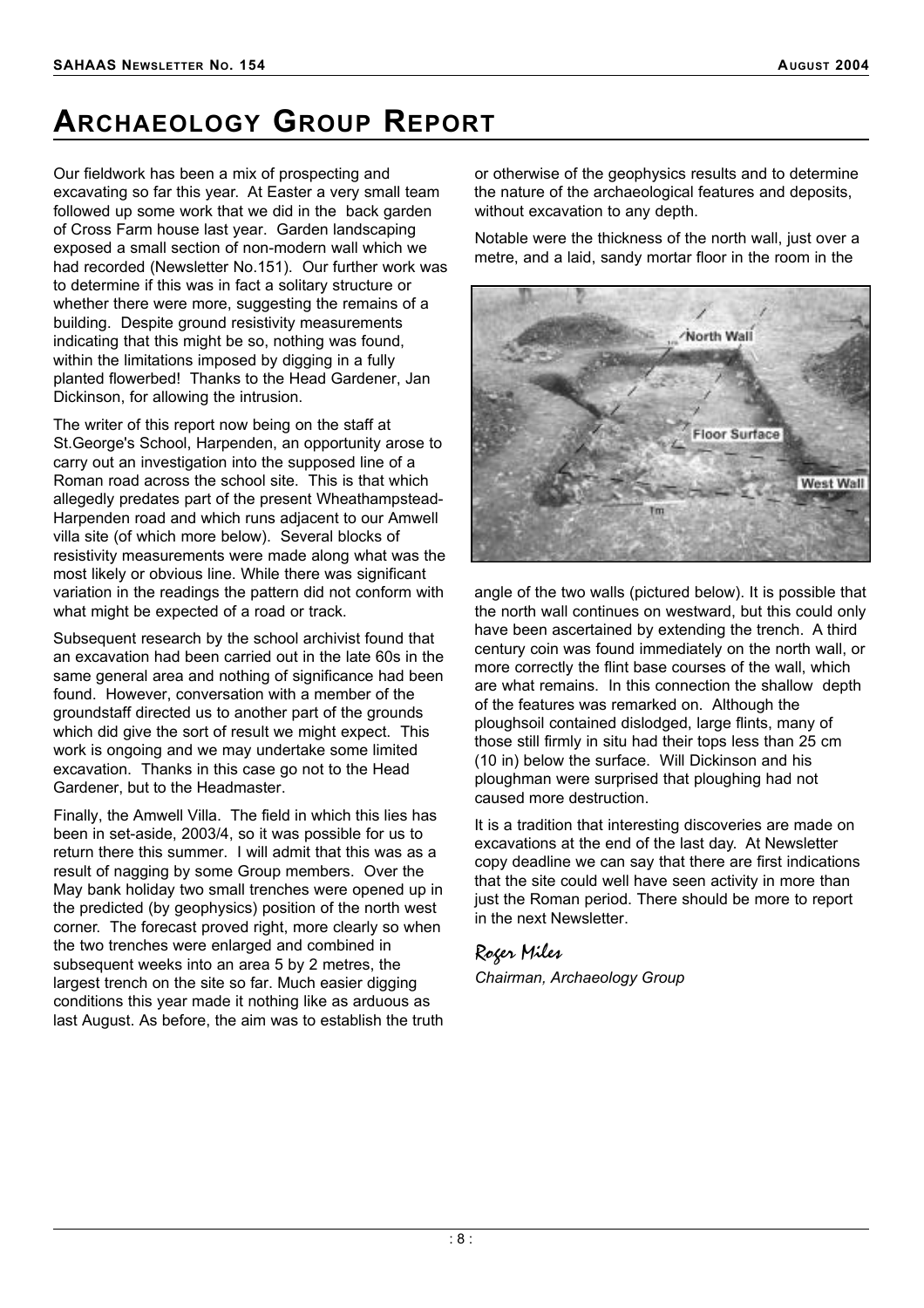# ARCHAEOLOGY GROUP REPORT

Our fieldwork has been a mix of prospecting and excavating so far this year. At Easter a very small team followed up some work that we did in the back garden of Cross Farm house last year. Garden landscaping exposed a small section of non-modern wall which we had recorded (Newsletter No.151). Our further work was to determine if this was in fact a solitary structure or whether there were more, suggesting the remains of a building. Despite ground resistivity measurements indicating that this might be so, nothing was found, within the limitations imposed by digging in a fully planted flowerbed! Thanks to the Head Gardener, Jan Dickinson, for allowing the intrusion.

The writer of this report now being on the staff at St.George's School, Harpenden, an opportunity arose to carry out an investigation into the supposed line of a Roman road across the school site. This is that which allegedly predates part of the present Wheathampstead-Harpenden road and which runs adjacent to our Amwell villa site (of which more below). Several blocks of resistivity measurements were made along what was the most likely or obvious line. While there was significant variation in the readings the pattern did not conform with what might be expected of a road or track.

Subsequent research by the school archivist found that an excavation had been carried out in the late 60s in the same general area and nothing of significance had been found. However, conversation with a member of the groundstaff directed us to another part of the grounds which did give the sort of result we might expect. This work is ongoing and we may undertake some limited excavation. Thanks in this case go not to the Head Gardener, but to the Headmaster.

Finally, the Amwell Villa. The field in which this lies has been in set-aside, 2003/4, so it was possible for us to return there this summer. I will admit that this was as a result of nagging by some Group members. Over the May bank holiday two small trenches were opened up in the predicted (by geophysics) position of the north west corner. The forecast proved right, more clearly so when the two trenches were enlarged and combined in subsequent weeks into an area 5 by 2 metres, the largest trench on the site so far. Much easier digging conditions this year made it nothing like as arduous as last August. As before, the aim was to establish the truth or otherwise of the geophysics results and to determine the nature of the archaeological features and deposits, without excavation to any depth.

Notable were the thickness of the north wall, just over a metre, and a laid, sandy mortar floor in the room in the angle of the two walls (pictured below). It is possible that the north wall continues on westward, but this could only have been ascertained by extending the trench. A third century coin was found immediately on the north wall, or more correctly the flint base courses of the wall, which are what remains. In this connection the shallow depth of the features was remarked on. Although the ploughsoil contained dislodged, large flints, many of those still firmly in situ had their tops less than 25 cm (10 in) below the surface. Will Dickinson and his ploughman were surprised that ploughing had not caused more destruction.

It is a tradition that interesting discoveries are made on excavations at the end of the last day. At Newsletter copy deadline we can say that there are first indications that the site could well have seen activity in more than just the Roman period. There should be more to report in the next Newsletter.

*Roger Miles*

*Chairman, Archaeology Group*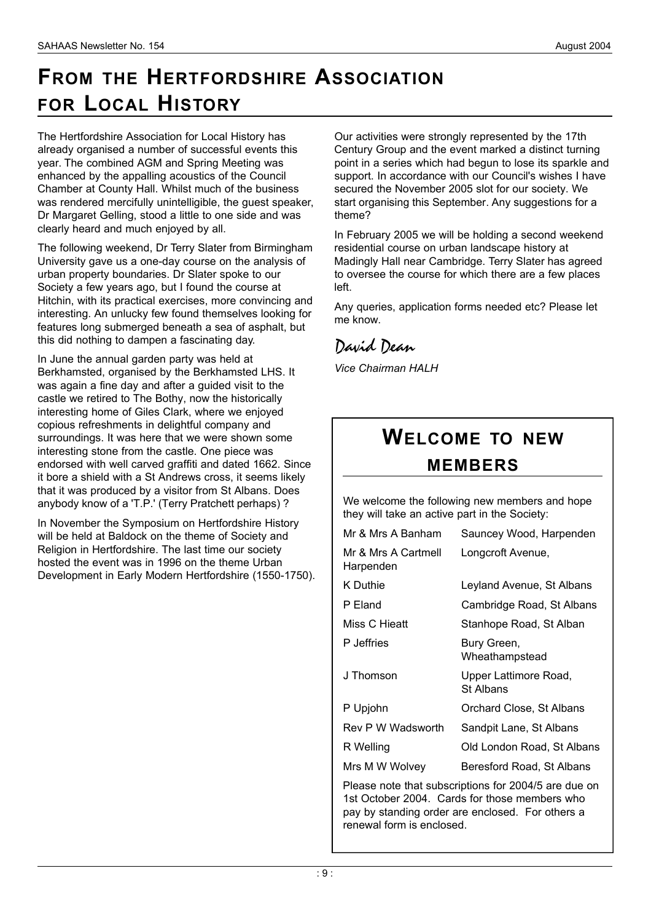# From the Hertfordshire Association for Local History

The Hertfordshire Association for Local History has already organised a number of successful events this year. The combined AGM and Spring Meeting was enhanced by the appalling acoustics of the Council Chamber at County Hall. Whilst much of the business was rendered mercifully unintelligible, the guest speaker, Dr Margaret Gelling, stood a little to one side and was clearly heard and much enjoyed by all.

The following weekend, Dr Terry Slater from Birmingham University gave us a one-day course on the analysis of urban property boundaries. Dr Slater spoke to our Society a few years ago, but I found the course at Hitchin, with its practical exercises, more convincing and interesting. An unlucky few found themselves looking for features long submerged beneath a sea of asphalt, but this did nothing to dampen a fascinating day.

In June the annual garden party was held at Berkhamsted, organised by the Berkhamsted LHS. It was again a fine day and after a guided visit to the castle we retired to The Bothy, now the historically interesting home of Giles Clark, where we enjoyed copious refreshments in delightful company and surroundings. It was here that we were shown some interesting stone from the castle. One piece was endorsed with well carved graffiti and dated 1662. Since it bore a shield with a St Andrews cross, it seems likely that it was produced by a visitor from St Albans. Does anybody know of a 'T.P.' (Terry Pratchett perhaps) ?

In November the Symposium on Hertfordshire History will be held at Baldock on the theme of Society and Religion in Hertfordshire. The last time our society hosted the event was in 1996 on the theme Urban Development in Early Modern Hertfordshire (1550-1750). Our activities were strongly represented by the 17th Century Group and the event marked a distinct turning point in a series which had begun to lose its sparkle and support. In accordance with our Council's wishes I have secured the November 2005 slot for our society. We start organising this September. Any suggestions for a theme?

In February 2005 we will be holding a second weekend residential course on urban landscape history at Madingly Hall near Cambridge. Terry Slater has agreed to oversee the course for which there are a few places left.

Any queries, application forms needed etc? Please let me know.

David Dean

*Vice Chairman HALH*

## Welcome to new members

We welcome the following new members and hope they will take an active part in the Society:

| | |
|---|---|
| Mr & Mrs A Banham | Sauncey Wood, Harpenden |
| Mr & Mrs A Cartmell | Longcroft Avenue, Harpenden |
| K Duthie | Leyland Avenue, St Albans |
| P Eland | Cambridge Road, St Albans |
| Miss C Hieatt | Stanhope Road, St Alban |
| P Jeffries | Bury Green, Wheathampstead |
| J Thomson | Upper Lattimore Road, St Albans |
| P Upjohn | Orchard Close, St Albans |
| Rev P W Wadsworth | Sandpit Lane, St Albans |
| R Welling | Old London Road, St Albans |
| Mrs M W Wolvey | Beresford Road, St Albans |

Please note that subscriptions for 2004/5 are due on 1st October 2004. Cards for those members who pay by standing order are enclosed. For others a renewal form is enclosed.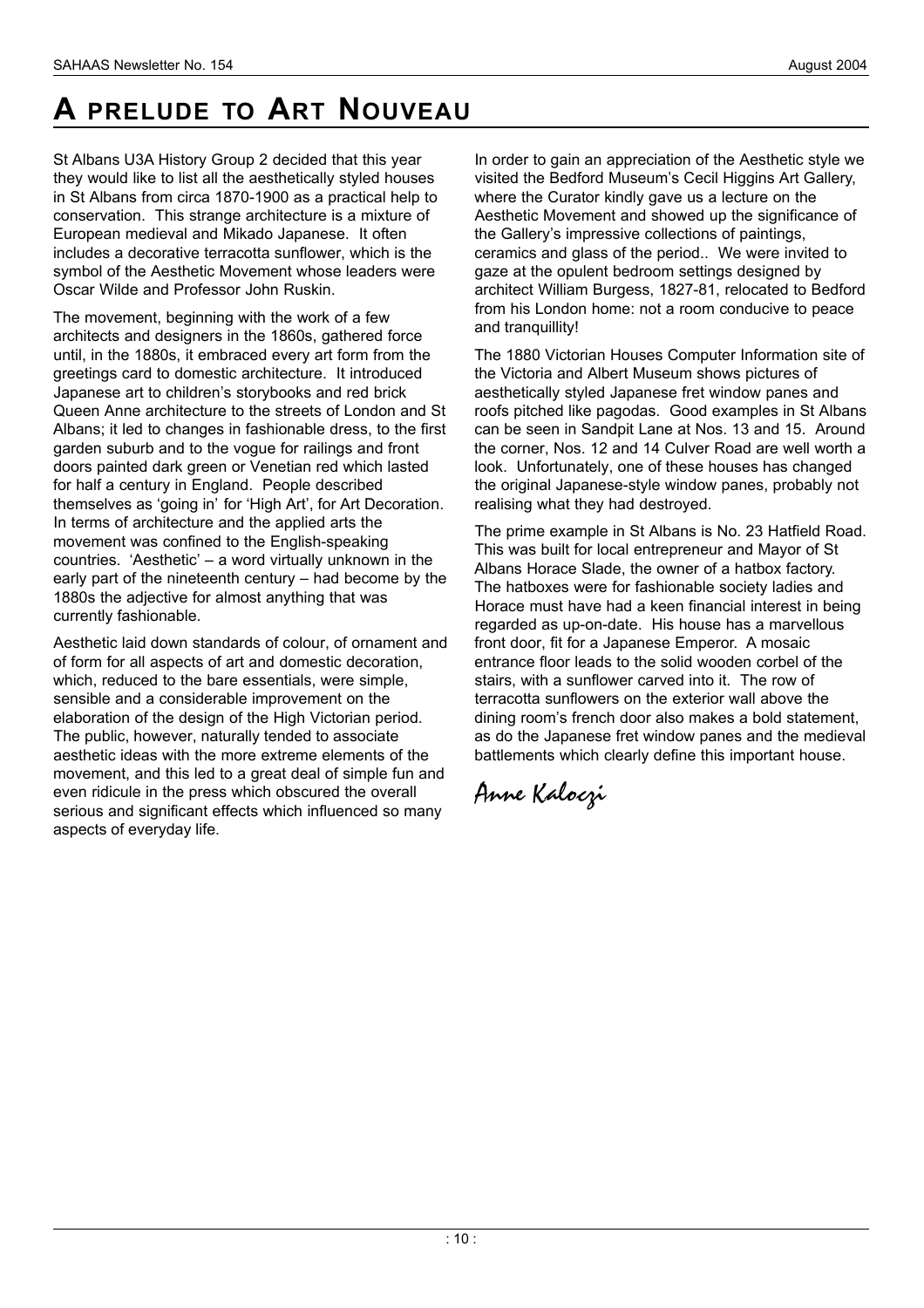# A PRELUDE TO ART NOUVEAU

St Albans U3A History Group 2 decided that this year they would like to list all the aesthetically styled houses in St Albans from circa 1870-1900 as a practical help to conservation. This strange architecture is a mixture of European medieval and Mikado Japanese. It often includes a decorative terracotta sunflower, which is the symbol of the Aesthetic Movement whose leaders were Oscar Wilde and Professor John Ruskin.

The movement, beginning with the work of a few architects and designers in the 1860s, gathered force until, in the 1880s, it embraced every art form from the greetings card to domestic architecture. It introduced Japanese art to children's storybooks and red brick Queen Anne architecture to the streets of London and St Albans; it led to changes in fashionable dress, to the first garden suburb and to the vogue for railings and front doors painted dark green or Venetian red which lasted for half a century in England. People described themselves as 'going in' for 'High Art', for Art Decoration. In terms of architecture and the applied arts the movement was confined to the English-speaking countries. 'Aesthetic' – a word virtually unknown in the early part of the nineteenth century – had become by the 1880s the adjective for almost anything that was currently fashionable.

Aesthetic laid down standards of colour, of ornament and of form for all aspects of art and domestic decoration, which, reduced to the bare essentials, were simple, sensible and a considerable improvement on the elaboration of the design of the High Victorian period. The public, however, naturally tended to associate aesthetic ideas with the more extreme elements of the movement, and this led to a great deal of simple fun and even ridicule in the press which obscured the overall serious and significant effects which influenced so many aspects of everyday life.

In order to gain an appreciation of the Aesthetic style we visited the Bedford Museum's Cecil Higgins Art Gallery, where the Curator kindly gave us a lecture on the Aesthetic Movement and showed up the significance of the Gallery's impressive collections of paintings, ceramics and glass of the period.. We were invited to gaze at the opulent bedroom settings designed by architect William Burgess, 1827-81, relocated to Bedford from his London home: not a room conducive to peace and tranquillity!

The 1880 Victorian Houses Computer Information site of the Victoria and Albert Museum shows pictures of aesthetically styled Japanese fret window panes and roofs pitched like pagodas. Good examples in St Albans can be seen in Sandpit Lane at Nos. 13 and 15. Around the corner, Nos. 12 and 14 Culver Road are well worth a look. Unfortunately, one of these houses has changed the original Japanese-style window panes, probably not realising what they had destroyed.

The prime example in St Albans is No. 23 Hatfield Road. This was built for local entrepreneur and Mayor of St Albans Horace Slade, the owner of a hatbox factory. The hatboxes were for fashionable society ladies and Horace must have had a keen financial interest in being regarded as up-on-date. His house has a marvellous front door, fit for a Japanese Emperor. A mosaic entrance floor leads to the solid wooden corbel of the stairs, with a sunflower carved into it. The row of terracotta sunflowers on the exterior wall above the dining room's french door also makes a bold statement, as do the Japanese fret window panes and the medieval battlements which clearly define this important house.

*Anne Kaloczi*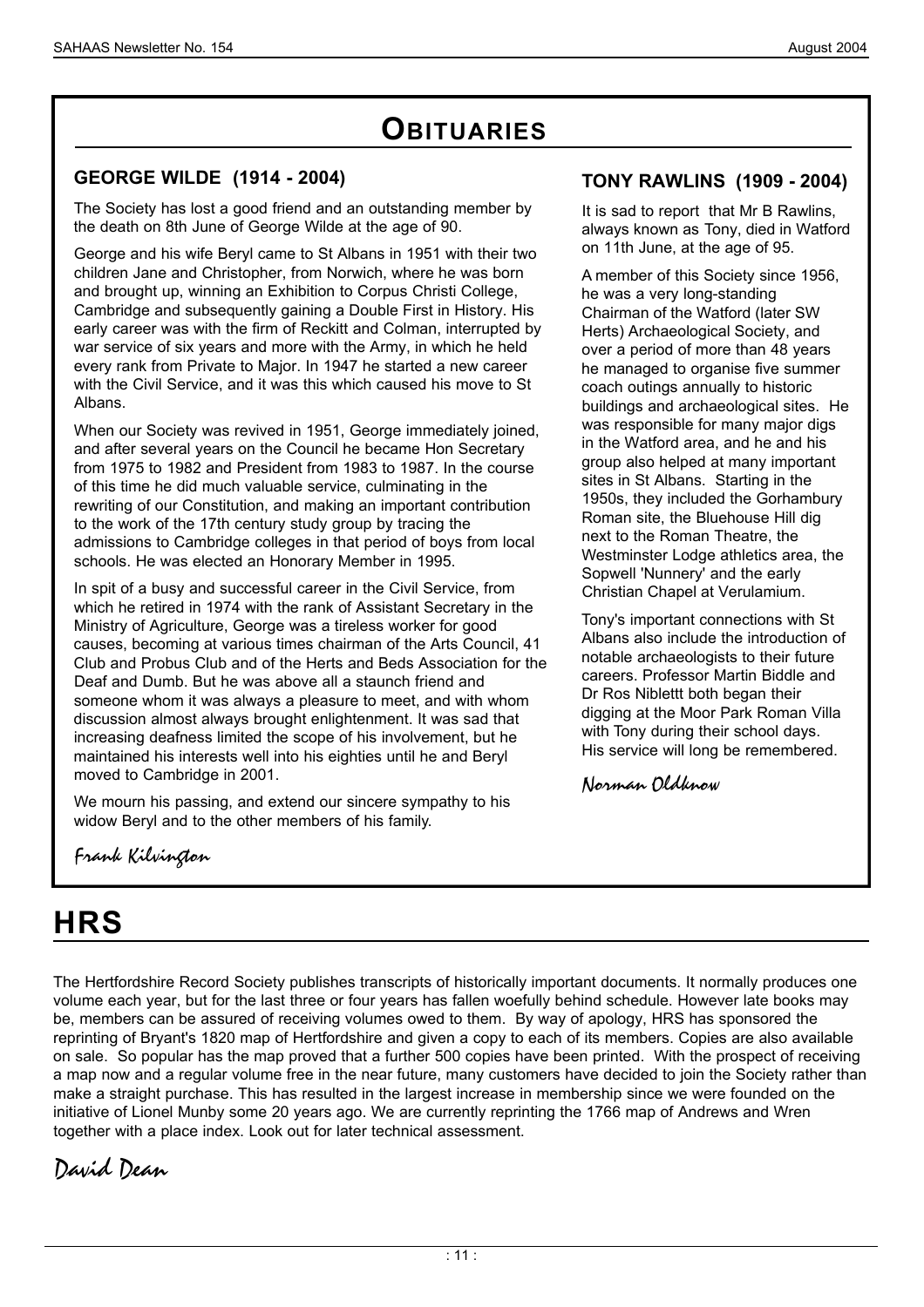# OBITUARIES

## GEORGE WILDE (1914 - 2004)

The Society has lost a good friend and an outstanding member by the death on 8th June of George Wilde at the age of 90.

George and his wife Beryl came to St Albans in 1951 with their two children Jane and Christopher, from Norwich, where he was born and brought up, winning an Exhibition to Corpus Christi College, Cambridge and subsequently gaining a Double First in History. His early career was with the firm of Reckitt and Colman, interrupted by war service of six years and more with the Army, in which he held every rank from Private to Major. In 1947 he started a new career with the Civil Service, and it was this which caused his move to St Albans.

When our Society was revived in 1951, George immediately joined, and after several years on the Council he became Hon Secretary from 1975 to 1982 and President from 1983 to 1987. In the course of this time he did much valuable service, culminating in the rewriting of our Constitution, and making an important contribution to the work of the 17th century study group by tracing the admissions to Cambridge colleges in that period of boys from local schools. He was elected an Honorary Member in 1995.

In spit of a busy and successful career in the Civil Service, from which he retired in 1974 with the rank of Assistant Secretary in the Ministry of Agriculture, George was a tireless worker for good causes, becoming at various times chairman of the Arts Council, 41 Club and Probus Club and of the Herts and Beds Association for the Deaf and Dumb. But he was above all a staunch friend and someone whom it was always a pleasure to meet, and with whom discussion almost always brought enlightenment. It was sad that increasing deafness limited the scope of his involvement, but he maintained his interests well into his eighties until he and Beryl moved to Cambridge in 2001.

We mourn his passing, and extend our sincere sympathy to his widow Beryl and to the other members of his family.

*Frank Kilvington*

## TONY RAWLINS (1909 - 2004)

It is sad to report that Mr B Rawlins, always known as Tony, died in Watford on 11th June, at the age of 95.

A member of this Society since 1956, he was a very long-standing Chairman of the Watford (later SW Herts) Archaeological Society, and over a period of more than 48 years he managed to organise five summer coach outings annually to historic buildings and archaeological sites. He was responsible for many major digs in the Watford area, and he and his group also helped at many important sites in St Albans. Starting in the 1950s, they included the Gorhambury Roman site, the Bluehouse Hill dig next to the Roman Theatre, the Westminster Lodge athletics area, the Sopwell 'Nunnery' and the early Christian Chapel at Verulamium.

Tony's important connections with St Albans also include the introduction of notable archaeologists to their future careers. Professor Martin Biddle and Dr Ros Niblettt both began their digging at the Moor Park Roman Villa with Tony during their school days. His service will long be remembered.

*Norman Oldknow*

# HRS

The Hertfordshire Record Society publishes transcripts of historically important documents. It normally produces one volume each year, but for the last three or four years has fallen woefully behind schedule. However late books may be, members can be assured of receiving volumes owed to them. By way of apology, HRS has sponsored the reprinting of Bryant's 1820 map of Hertfordshire and given a copy to each of its members. Copies are also available on sale. So popular has the map proved that a further 500 copies have been printed. With the prospect of receiving a map now and a regular volume free in the near future, many customers have decided to join the Society rather than make a straight purchase. This has resulted in the largest increase in membership since we were founded on the initiative of Lionel Munby some 20 years ago. We are currently reprinting the 1766 map of Andrews and Wren together with a place index. Look out for later technical assessment.

*David Dean*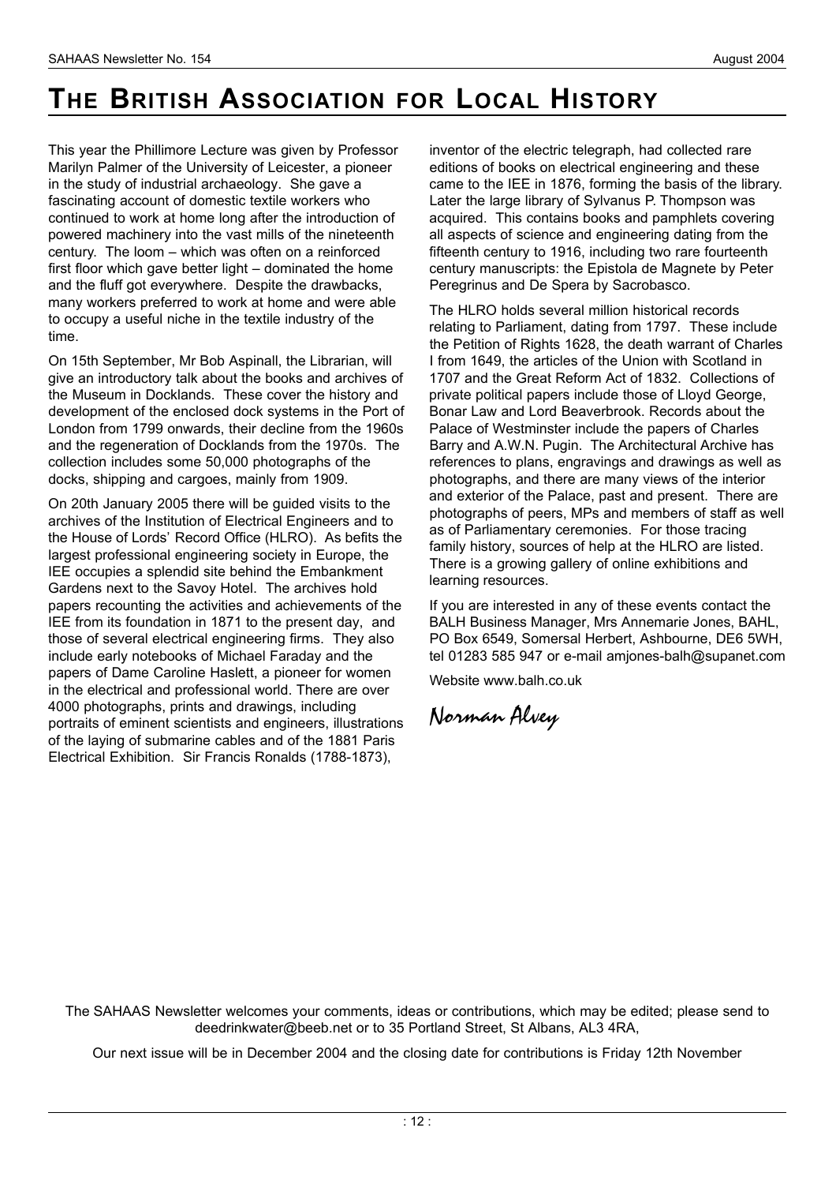# THE BRITISH ASSOCIATION FOR LOCAL HISTORY

This year the Phillimore Lecture was given by Professor Marilyn Palmer of the University of Leicester, a pioneer in the study of industrial archaeology. She gave a fascinating account of domestic textile workers who continued to work at home long after the introduction of powered machinery into the vast mills of the nineteenth century. The loom – which was often on a reinforced first floor which gave better light – dominated the home and the fluff got everywhere. Despite the drawbacks, many workers preferred to work at home and were able to occupy a useful niche in the textile industry of the time.

On 15th September, Mr Bob Aspinall, the Librarian, will give an introductory talk about the books and archives of the Museum in Docklands. These cover the history and development of the enclosed dock systems in the Port of London from 1799 onwards, their decline from the 1960s and the regeneration of Docklands from the 1970s. The collection includes some 50,000 photographs of the docks, shipping and cargoes, mainly from 1909.

On 20th January 2005 there will be guided visits to the archives of the Institution of Electrical Engineers and to the House of Lords' Record Office (HLRO). As befits the largest professional engineering society in Europe, the IEE occupies a splendid site behind the Embankment Gardens next to the Savoy Hotel. The archives hold papers recounting the activities and achievements of the IEE from its foundation in 1871 to the present day, and those of several electrical engineering firms. They also include early notebooks of Michael Faraday and the papers of Dame Caroline Haslett, a pioneer for women in the electrical and professional world. There are over 4000 photographs, prints and drawings, including portraits of eminent scientists and engineers, illustrations of the laying of submarine cables and of the 1881 Paris Electrical Exhibition. Sir Francis Ronalds (1788-1873), inventor of the electric telegraph, had collected rare editions of books on electrical engineering and these came to the IEE in 1876, forming the basis of the library. Later the large library of Sylvanus P. Thompson was acquired. This contains books and pamphlets covering all aspects of science and engineering dating from the fifteenth century to 1916, including two rare fourteenth century manuscripts: the Epistola de Magnete by Peter Peregrinus and De Spera by Sacrobasco.

The HLRO holds several million historical records relating to Parliament, dating from 1797. These include the Petition of Rights 1628, the death warrant of Charles I from 1649, the articles of the Union with Scotland in 1707 and the Great Reform Act of 1832. Collections of private political papers include those of Lloyd George, Bonar Law and Lord Beaverbrook. Records about the Palace of Westminster include the papers of Charles Barry and A.W.N. Pugin. The Architectural Archive has references to plans, engravings and drawings as well as photographs, and there are many views of the interior and exterior of the Palace, past and present. There are photographs of peers, MPs and members of staff as well as of Parliamentary ceremonies. For those tracing family history, sources of help at the HLRO are listed. There is a growing gallery of online exhibitions and learning resources.

If you are interested in any of these events contact the BALH Business Manager, Mrs Annemarie Jones, BAHL, PO Box 6549, Somersal Herbert, Ashbourne, DE6 5WH, tel 01283 585 947 or e-mail amjones-balh@supanet.com

Website www.balh.co.uk

*Norman Alvey*

The SAHAAS Newsletter welcomes your comments, ideas or contributions, which may be edited; please send to deedrinkwater@beeb.net or to 35 Portland Street, St Albans, AL3 4RA,

Our next issue will be in December 2004 and the closing date for contributions is Friday 12th November